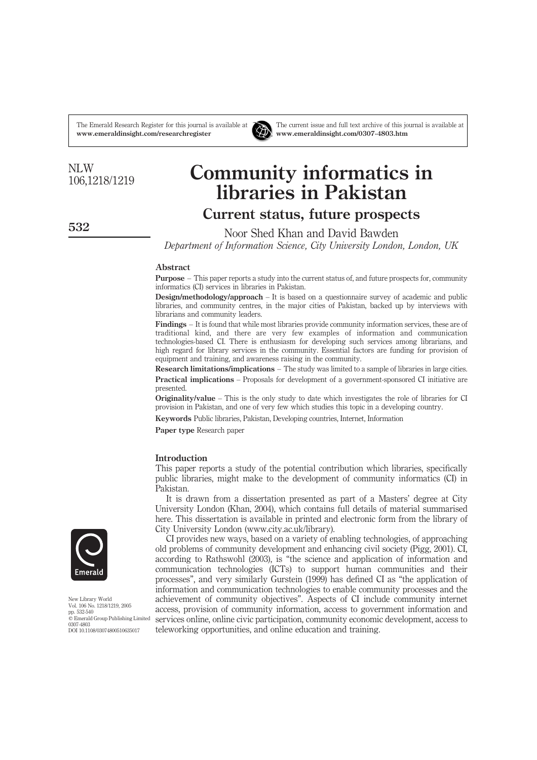The Emerald Research Register for this journal is available at **www.emeraldinsight.com/researchregister**

The current issue and full text archive of this journal is available at **www.emeraldinsight.com/0307-4803.htm**

# Community informatics in libraries in Pakistan

## Current status, future prospects

Noor Shed Khan and David Bawden

*Department of Information Science, City University London, London, UK*

### Abstract

**Purpose** – This paper reports a study into the current status of, and future prospects for, community informatics (CI) services in libraries in Pakistan.

**Design/methodology/approach** – It is based on a questionnaire survey of academic and public libraries, and community centres, in the major cities of Pakistan, backed up by interviews with librarians and community leaders.

**Findings** – It is found that while most libraries provide community information services, these are of traditional kind, and there are very few examples of information and communication technologies-based CI. There is enthusiasm for developing such services among librarians, and high regard for library services in the community. Essential factors are funding for provision of equipment and training, and awareness raising in the community.

**Research limitations/implications** – The study was limited to a sample of libraries in large cities.

**Practical implications** – Proposals for development of a government-sponsored CI initiative are presented.

**Originality/value** – This is the only study to date which investigates the role of libraries for CI provision in Pakistan, and one of very few which studies this topic in a developing country.

**Keywords** Public libraries, Pakistan, Developing countries, Internet, Information

**Paper type** Research paper

### Introduction

This paper reports a study of the potential contribution which libraries, specifically public libraries, might make to the development of community informatics (CI) in Pakistan.

It is drawn from a dissertation presented as part of a Masters' degree at City University London (Khan, 2004), which contains full details of material summarised here. This dissertation is available in printed and electronic form from the library of City University London (www.city.ac.uk/library).

CI provides new ways, based on a variety of enabling technologies, of approaching old problems of community development and enhancing civil society (Pigg, 2001). CI, according to Rathswohl (2003), is "the science and application of information and communication technologies (ICTs) to support human communities and their processes", and very similarly Gurstein (1999) has defined CI as "the application of information and communication technologies to enable community processes and the achievement of community objectives". Aspects of CI include community internet access, provision of community information, access to government information and services online, online civic participation, community economic development, access to teleworking opportunities, and online education and training.

New Library World
Vol. 106 No. 1218/1219, 2005
pp. 532-540
© Emerald Group Publishing Limited
0307-4803
DOI 10.1108/03074800510635017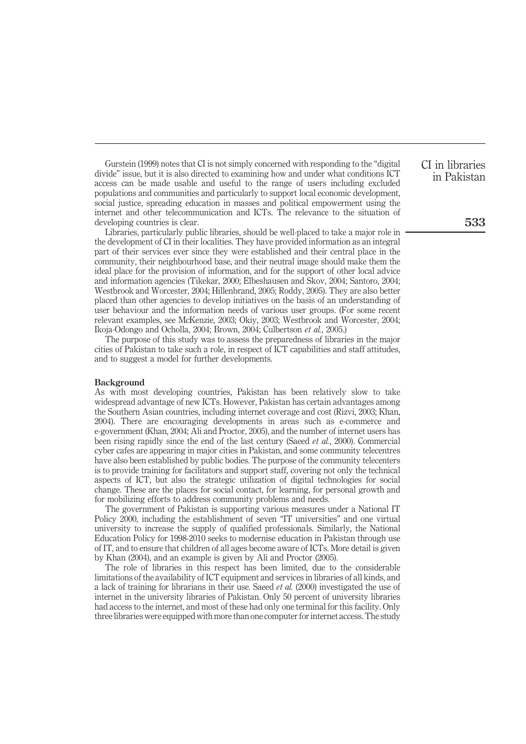Gurstein (1999) notes that CI is not simply concerned with responding to the "digital divide" issue, but it is also directed to examining how and under what conditions ICT access can be made usable and useful to the range of users including excluded populations and communities and particularly to support local economic development, social justice, spreading education in masses and political empowerment using the internet and other telecommunication and ICTs. The relevance to the situation of developing countries is clear.

Libraries, particularly public libraries, should be well-placed to take a major role in the development of CI in their localities. They have provided information as an integral part of their services ever since they were established and their central place in the community, their neighbourhood base, and their neutral image should make them the ideal place for the provision of information, and for the support of other local advice and information agencies (Tikekar, 2000; Elbeshausen and Skov, 2004; Santoro, 2004; Westbrook and Worcester, 2004; Hillenbrand, 2005; Roddy, 2005). They are also better placed than other agencies to develop initiatives on the basis of an understanding of user behaviour and the information needs of various user groups. (For some recent relevant examples, see McKenzie, 2003; Okiy, 2003; Westbrook and Worcester, 2004; Ikoja-Odongo and Ocholla, 2004; Brown, 2004; Culbertson *et al.*, 2005.)

The purpose of this study was to assess the preparedness of libraries in the major cities of Pakistan to take such a role, in respect of ICT capabilities and staff attitudes, and to suggest a model for further developments.

## Background

As with most developing countries, Pakistan has been relatively slow to take widespread advantage of new ICTs. However, Pakistan has certain advantages among the Southern Asian countries, including internet coverage and cost (Rizvi, 2003; Khan, 2004). There are encouraging developments in areas such as e-commerce and e-government (Khan, 2004; Ali and Proctor, 2005), and the number of internet users has been rising rapidly since the end of the last century (Saeed *et al.*, 2000). Commercial cyber cafes are appearing in major cities in Pakistan, and some community telecentres have also been established by public bodies. The purpose of the community telecenters is to provide training for facilitators and support staff, covering not only the technical aspects of ICT, but also the strategic utilization of digital technologies for social change. These are the places for social contact, for learning, for personal growth and for mobilizing efforts to address community problems and needs.

The government of Pakistan is supporting various measures under a National IT Policy 2000, including the establishment of seven "IT universities" and one virtual university to increase the supply of qualified professionals. Similarly, the National Education Policy for 1998-2010 seeks to modernise education in Pakistan through use of IT, and to ensure that children of all ages become aware of ICTs. More detail is given by Khan (2004), and an example is given by Ali and Proctor (2005).

The role of libraries in this respect has been limited, due to the considerable limitations of the availability of ICT equipment and services in libraries of all kinds, and a lack of training for librarians in their use. Saeed *et al.* (2000) investigated the use of internet in the university libraries of Pakistan. Only 50 percent of university libraries had access to the internet, and most of these had only one terminal for this facility. Only three libraries were equipped with more than one computer for internet access. The study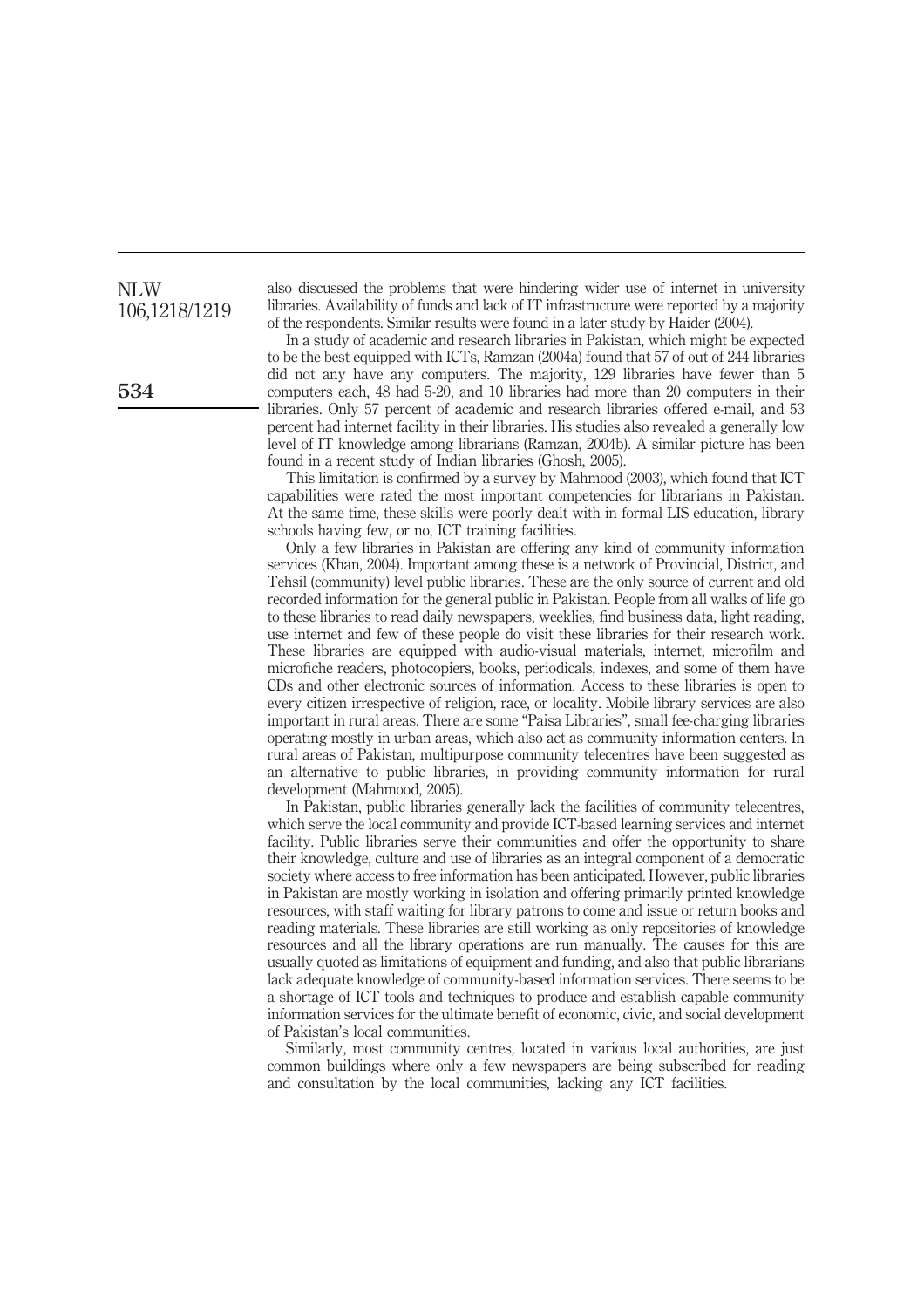also discussed the problems that were hindering wider use of internet in university libraries. Availability of funds and lack of IT infrastructure were reported by a majority of the respondents. Similar results were found in a later study by Haider (2004).

In a study of academic and research libraries in Pakistan, which might be expected to be the best equipped with ICTs, Ramzan (2004a) found that 57 of out of 244 libraries did not any have any computers. The majority, 129 libraries have fewer than 5 computers each, 48 had 5-20, and 10 libraries had more than 20 computers in their libraries. Only 57 percent of academic and research libraries offered e-mail, and 53 percent had internet facility in their libraries. His studies also revealed a generally low level of IT knowledge among librarians (Ramzan, 2004b). A similar picture has been found in a recent study of Indian libraries (Ghosh, 2005).

This limitation is confirmed by a survey by Mahmood (2003), which found that ICT capabilities were rated the most important competencies for librarians in Pakistan. At the same time, these skills were poorly dealt with in formal LIS education, library schools having few, or no, ICT training facilities.

Only a few libraries in Pakistan are offering any kind of community information services (Khan, 2004). Important among these is a network of Provincial, District, and Tehsil (community) level public libraries. These are the only source of current and old recorded information for the general public in Pakistan. People from all walks of life go to these libraries to read daily newspapers, weeklies, find business data, light reading, use internet and few of these people do visit these libraries for their research work. These libraries are equipped with audio-visual materials, internet, microfilm and microfiche readers, photocopiers, books, periodicals, indexes, and some of them have CDs and other electronic sources of information. Access to these libraries is open to every citizen irrespective of religion, race, or locality. Mobile library services are also important in rural areas. There are some "Paisa Libraries", small fee-charging libraries operating mostly in urban areas, which also act as community information centers. In rural areas of Pakistan, multipurpose community telecentres have been suggested as an alternative to public libraries, in providing community information for rural development (Mahmood, 2005).

In Pakistan, public libraries generally lack the facilities of community telecentres, which serve the local community and provide ICT-based learning services and internet facility. Public libraries serve their communities and offer the opportunity to share their knowledge, culture and use of libraries as an integral component of a democratic society where access to free information has been anticipated. However, public libraries in Pakistan are mostly working in isolation and offering primarily printed knowledge resources, with staff waiting for library patrons to come and issue or return books and reading materials. These libraries are still working as only repositories of knowledge resources and all the library operations are run manually. The causes for this are usually quoted as limitations of equipment and funding, and also that public librarians lack adequate knowledge of community-based information services. There seems to be a shortage of ICT tools and techniques to produce and establish capable community information services for the ultimate benefit of economic, civic, and social development of Pakistan's local communities.

Similarly, most community centres, located in various local authorities, are just common buildings where only a few newspapers are being subscribed for reading and consultation by the local communities, lacking any ICT facilities.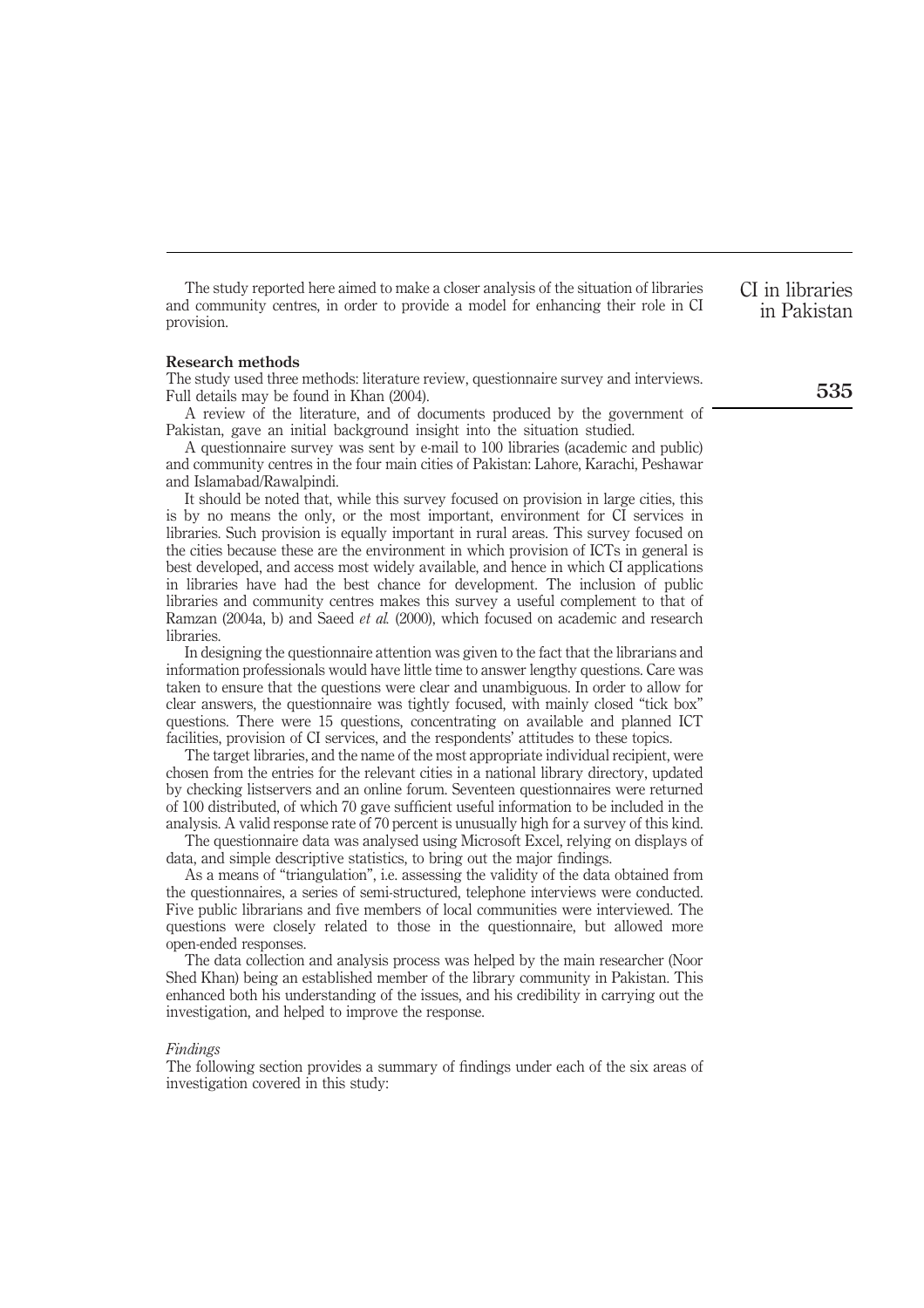The study reported here aimed to make a closer analysis of the situation of libraries and community centres, in order to provide a model for enhancing their role in CI provision.

## Research methods

The study used three methods: literature review, questionnaire survey and interviews. Full details may be found in Khan (2004).

A review of the literature, and of documents produced by the government of Pakistan, gave an initial background insight into the situation studied.

A questionnaire survey was sent by e-mail to 100 libraries (academic and public) and community centres in the four main cities of Pakistan: Lahore, Karachi, Peshawar and Islamabad/Rawalpindi.

It should be noted that, while this survey focused on provision in large cities, this is by no means the only, or the most important, environment for CI services in libraries. Such provision is equally important in rural areas. This survey focused on the cities because these are the environment in which provision of ICTs in general is best developed, and access most widely available, and hence in which CI applications in libraries have had the best chance for development. The inclusion of public libraries and community centres makes this survey a useful complement to that of Ramzan (2004a, b) and Saeed *et al.* (2000), which focused on academic and research libraries.

In designing the questionnaire attention was given to the fact that the librarians and information professionals would have little time to answer lengthy questions. Care was taken to ensure that the questions were clear and unambiguous. In order to allow for clear answers, the questionnaire was tightly focused, with mainly closed "tick box" questions. There were 15 questions, concentrating on available and planned ICT facilities, provision of CI services, and the respondents' attitudes to these topics.

The target libraries, and the name of the most appropriate individual recipient, were chosen from the entries for the relevant cities in a national library directory, updated by checking listservers and an online forum. Seventeen questionnaires were returned of 100 distributed, of which 70 gave sufficient useful information to be included in the analysis. A valid response rate of 70 percent is unusually high for a survey of this kind.

The questionnaire data was analysed using Microsoft Excel, relying on displays of data, and simple descriptive statistics, to bring out the major findings.

As a means of "triangulation", i.e. assessing the validity of the data obtained from the questionnaires, a series of semi-structured, telephone interviews were conducted. Five public librarians and five members of local communities were interviewed. The questions were closely related to those in the questionnaire, but allowed more open-ended responses.

The data collection and analysis process was helped by the main researcher (Noor Shed Khan) being an established member of the library community in Pakistan. This enhanced both his understanding of the issues, and his credibility in carrying out the investigation, and helped to improve the response.

### *Findings*

The following section provides a summary of findings under each of the six areas of investigation covered in this study: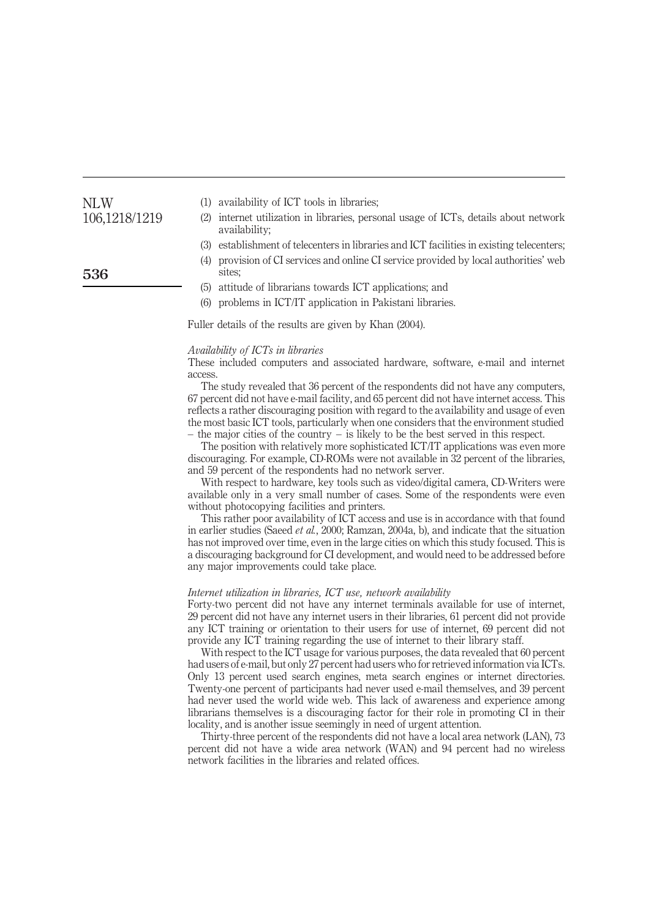(1) availability of ICT tools in libraries;
(2) internet utilization in libraries, personal usage of ICTs, details about network availability;
(3) establishment of telecenters in libraries and ICT facilities in existing telecenters;
(4) provision of CI services and online CI service provided by local authorities' web sites;
(5) attitude of librarians towards ICT applications; and
(6) problems in ICT/IT application in Pakistani libraries.

Fuller details of the results are given by Khan (2004).

*Availability of ICTs in libraries*

These included computers and associated hardware, software, e-mail and internet access.

The study revealed that 36 percent of the respondents did not have any computers, 67 percent did not have e-mail facility, and 65 percent did not have internet access. This reflects a rather discouraging position with regard to the availability and usage of even the most basic ICT tools, particularly when one considers that the environment studied – the major cities of the country – is likely to be the best served in this respect.

The position with relatively more sophisticated ICT/IT applications was even more discouraging. For example, CD-ROMs were not available in 32 percent of the libraries, and 59 percent of the respondents had no network server.

With respect to hardware, key tools such as video/digital camera, CD-Writers were available only in a very small number of cases. Some of the respondents were even without photocopying facilities and printers.

This rather poor availability of ICT access and use is in accordance with that found in earlier studies (Saeed *et al.*, 2000; Ramzan, 2004a, b), and indicate that the situation has not improved over time, even in the large cities on which this study focused. This is a discouraging background for CI development, and would need to be addressed before any major improvements could take place.

*Internet utilization in libraries, ICT use, network availability*

Forty-two percent did not have any internet terminals available for use of internet, 29 percent did not have any internet users in their libraries, 61 percent did not provide any ICT training or orientation to their users for use of internet, 69 percent did not provide any ICT training regarding the use of internet to their library staff.

With respect to the ICT usage for various purposes, the data revealed that 60 percent had users of e-mail, but only 27 percent had users who for retrieved information via ICTs. Only 13 percent used search engines, meta search engines or internet directories. Twenty-one percent of participants had never used e-mail themselves, and 39 percent had never used the world wide web. This lack of awareness and experience among librarians themselves is a discouraging factor for their role in promoting CI in their locality, and is another issue seemingly in need of urgent attention.

Thirty-three percent of the respondents did not have a local area network (LAN), 73 percent did not have a wide area network (WAN) and 94 percent had no wireless network facilities in the libraries and related offices.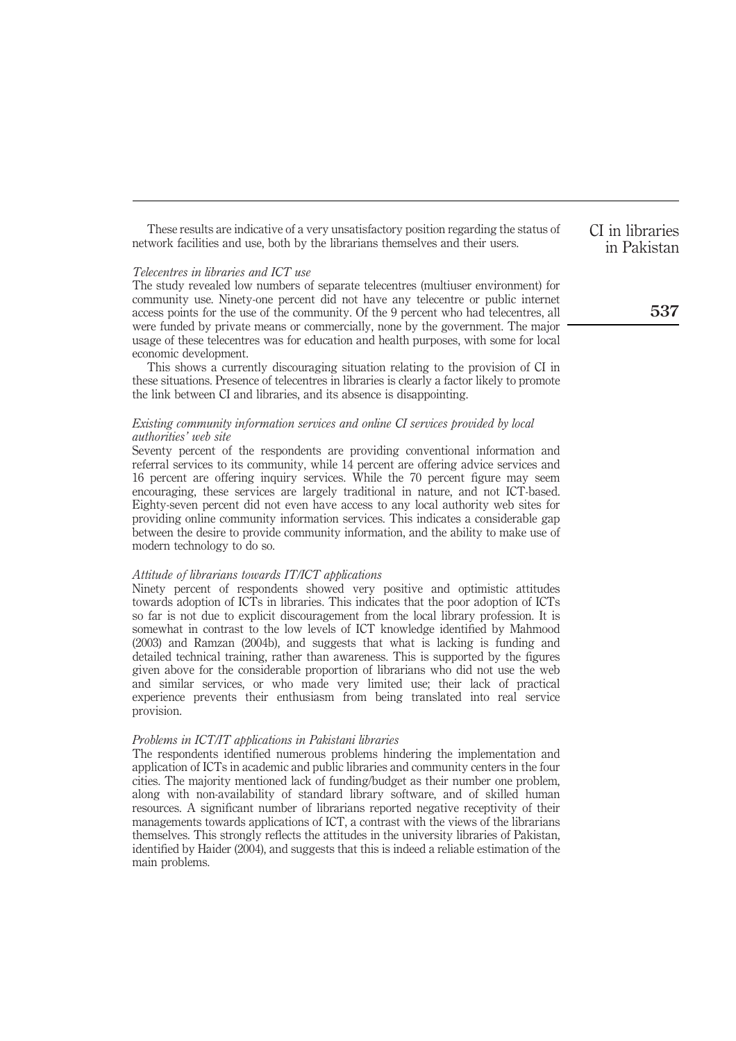These results are indicative of a very unsatisfactory position regarding the status of network facilities and use, both by the librarians themselves and their users.

*Telecentres in libraries and ICT use*

The study revealed low numbers of separate telecentres (multiuser environment) for community use. Ninety-one percent did not have any telecentre or public internet access points for the use of the community. Of the 9 percent who had telecentres, all were funded by private means or commercially, none by the government. The major usage of these telecentres was for education and health purposes, with some for local economic development.

This shows a currently discouraging situation relating to the provision of CI in these situations. Presence of telecentres in libraries is clearly a factor likely to promote the link between CI and libraries, and its absence is disappointing.

*Existing community information services and online CI services provided by local authorities' web site*

Seventy percent of the respondents are providing conventional information and referral services to its community, while 14 percent are offering advice services and 16 percent are offering inquiry services. While the 70 percent figure may seem encouraging, these services are largely traditional in nature, and not ICT-based. Eighty-seven percent did not even have access to any local authority web sites for providing online community information services. This indicates a considerable gap between the desire to provide community information, and the ability to make use of modern technology to do so.

*Attitude of librarians towards IT/ICT applications*

Ninety percent of respondents showed very positive and optimistic attitudes towards adoption of ICTs in libraries. This indicates that the poor adoption of ICTs so far is not due to explicit discouragement from the local library profession. It is somewhat in contrast to the low levels of ICT knowledge identified by Mahmood (2003) and Ramzan (2004b), and suggests that what is lacking is funding and detailed technical training, rather than awareness. This is supported by the figures given above for the considerable proportion of librarians who did not use the web and similar services, or who made very limited use; their lack of practical experience prevents their enthusiasm from being translated into real service provision.

*Problems in ICT/IT applications in Pakistani libraries*

The respondents identified numerous problems hindering the implementation and application of ICTs in academic and public libraries and community centers in the four cities. The majority mentioned lack of funding/budget as their number one problem, along with non-availability of standard library software, and of skilled human resources. A significant number of librarians reported negative receptivity of their managements towards applications of ICT, a contrast with the views of the librarians themselves. This strongly reflects the attitudes in the university libraries of Pakistan, identified by Haider (2004), and suggests that this is indeed a reliable estimation of the main problems.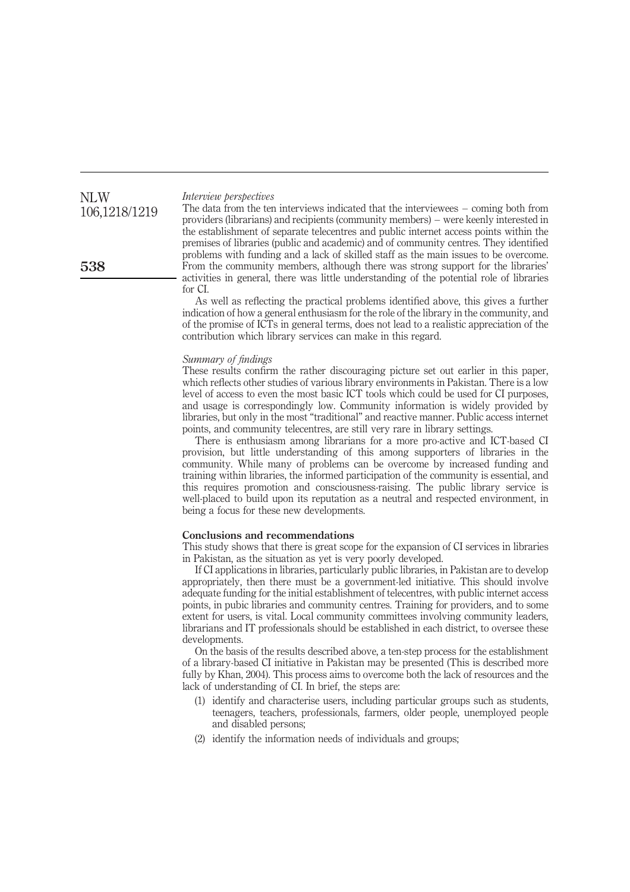*Interview perspectives*

The data from the ten interviews indicated that the interviewees – coming both from providers (librarians) and recipients (community members) – were keenly interested in the establishment of separate telecentres and public internet access points within the premises of libraries (public and academic) and of community centres. They identified problems with funding and a lack of skilled staff as the main issues to be overcome. From the community members, although there was strong support for the libraries' activities in general, there was little understanding of the potential role of libraries for CI.

As well as reflecting the practical problems identified above, this gives a further indication of how a general enthusiasm for the role of the library in the community, and of the promise of ICTs in general terms, does not lead to a realistic appreciation of the contribution which library services can make in this regard.

*Summary of findings*

These results confirm the rather discouraging picture set out earlier in this paper, which reflects other studies of various library environments in Pakistan. There is a low level of access to even the most basic ICT tools which could be used for CI purposes, and usage is correspondingly low. Community information is widely provided by libraries, but only in the most "traditional" and reactive manner. Public access internet points, and community telecentres, are still very rare in library settings.

There is enthusiasm among librarians for a more pro-active and ICT-based CI provision, but little understanding of this among supporters of libraries in the community. While many of problems can be overcome by increased funding and training within libraries, the informed participation of the community is essential, and this requires promotion and consciousness-raising. The public library service is well-placed to build upon its reputation as a neutral and respected environment, in being a focus for these new developments.

## Conclusions and recommendations

This study shows that there is great scope for the expansion of CI services in libraries in Pakistan, as the situation as yet is very poorly developed.

If CI applications in libraries, particularly public libraries, in Pakistan are to develop appropriately, then there must be a government-led initiative. This should involve adequate funding for the initial establishment of telecentres, with public internet access points, in pubic libraries and community centres. Training for providers, and to some extent for users, is vital. Local community committees involving community leaders, librarians and IT professionals should be established in each district, to oversee these developments.

On the basis of the results described above, a ten-step process for the establishment of a library-based CI initiative in Pakistan may be presented (This is described more fully by Khan, 2004). This process aims to overcome both the lack of resources and the lack of understanding of CI. In brief, the steps are:

(1) identify and characterise users, including particular groups such as students, teenagers, teachers, professionals, farmers, older people, unemployed people and disabled persons;

(2) identify the information needs of individuals and groups;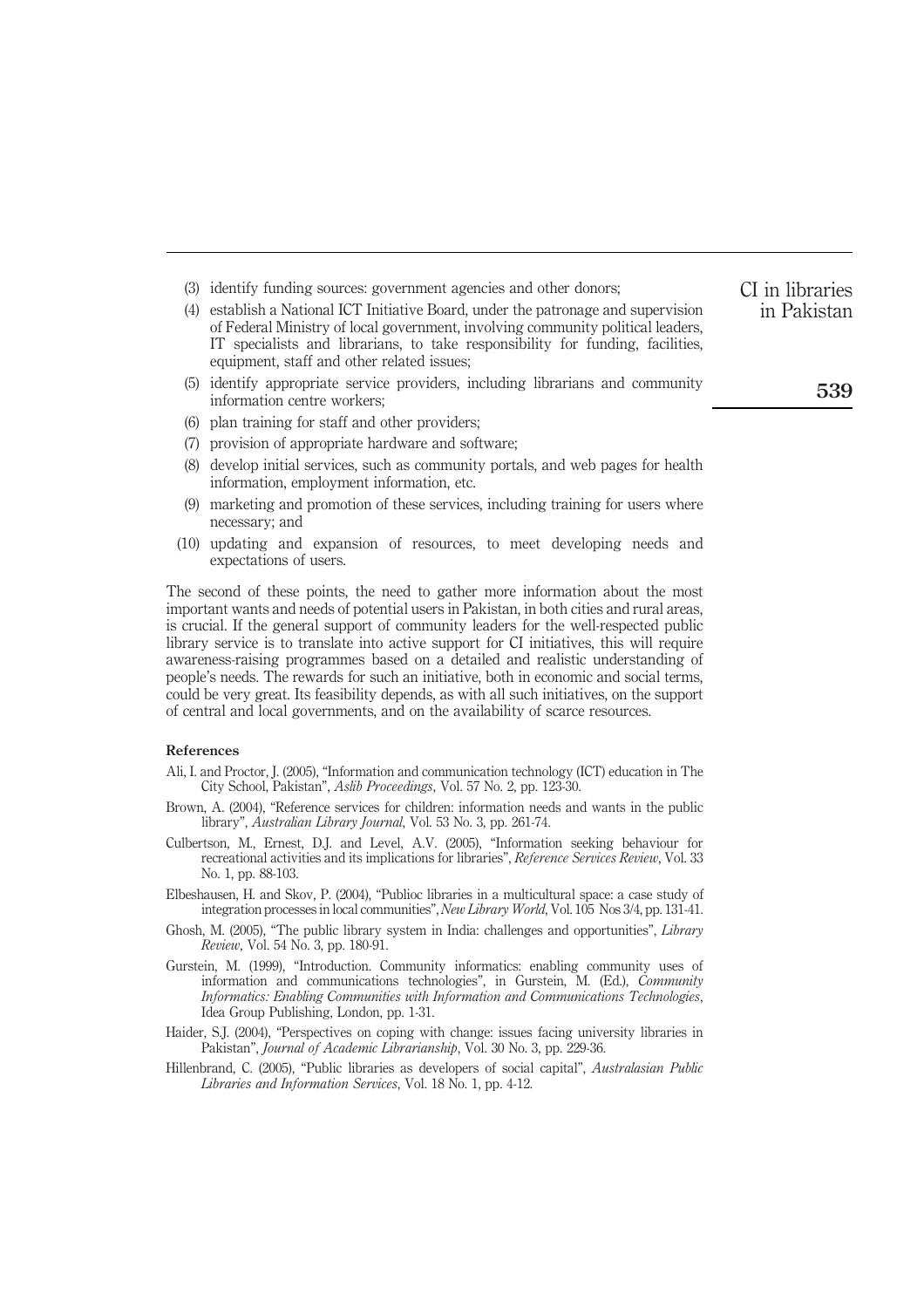(3) identify funding sources: government agencies and other donors;

(4) establish a National ICT Initiative Board, under the patronage and supervision of Federal Ministry of local government, involving community political leaders, IT specialists and librarians, to take responsibility for funding, facilities, equipment, staff and other related issues;

(5) identify appropriate service providers, including librarians and community information centre workers;

(6) plan training for staff and other providers;

(7) provision of appropriate hardware and software;

(8) develop initial services, such as community portals, and web pages for health information, employment information, etc.

(9) marketing and promotion of these services, including training for users where necessary; and

(10) updating and expansion of resources, to meet developing needs and expectations of users.

The second of these points, the need to gather more information about the most important wants and needs of potential users in Pakistan, in both cities and rural areas, is crucial. If the general support of community leaders for the well-respected public library service is to translate into active support for CI initiatives, this will require awareness-raising programmes based on a detailed and realistic understanding of people's needs. The rewards for such an initiative, both in economic and social terms, could be very great. Its feasibility depends, as with all such initiatives, on the support of central and local governments, and on the availability of scarce resources.

#### References

Ali, I. and Proctor, J. (2005), "Information and communication technology (ICT) education in The City School, Pakistan", *Aslib Proceedings*, Vol. 57 No. 2, pp. 123-30.

Brown, A. (2004), "Reference services for children: information needs and wants in the public library", *Australian Library Journal*, Vol. 53 No. 3, pp. 261-74.

Culbertson, M., Ernest, D.J. and Level, A.V. (2005), "Information seeking behaviour for recreational activities and its implications for libraries", *Reference Services Review*, Vol. 33 No. 1, pp. 88-103.

Elbeshausen, H. and Skov, P. (2004), "Publioc libraries in a multicultural space: a case study of integration processes in local communities", *New Library World*, Vol. 105 Nos 3/4, pp. 131-41.

Ghosh, M. (2005), "The public library system in India: challenges and opportunities", *Library Review*, Vol. 54 No. 3, pp. 180-91.

Gurstein, M. (1999), "Introduction. Community informatics: enabling community uses of information and communications technologies", in Gurstein, M. (Ed.), *Community Informatics: Enabling Communities with Information and Communications Technologies*, Idea Group Publishing, London, pp. 1-31.

Haider, S.J. (2004), "Perspectives on coping with change: issues facing university libraries in Pakistan", *Journal of Academic Librarianship*, Vol. 30 No. 3, pp. 229-36.

Hillenbrand, C. (2005), "Public libraries as developers of social capital", *Australasian Public Libraries and Information Services*, Vol. 18 No. 1, pp. 4-12.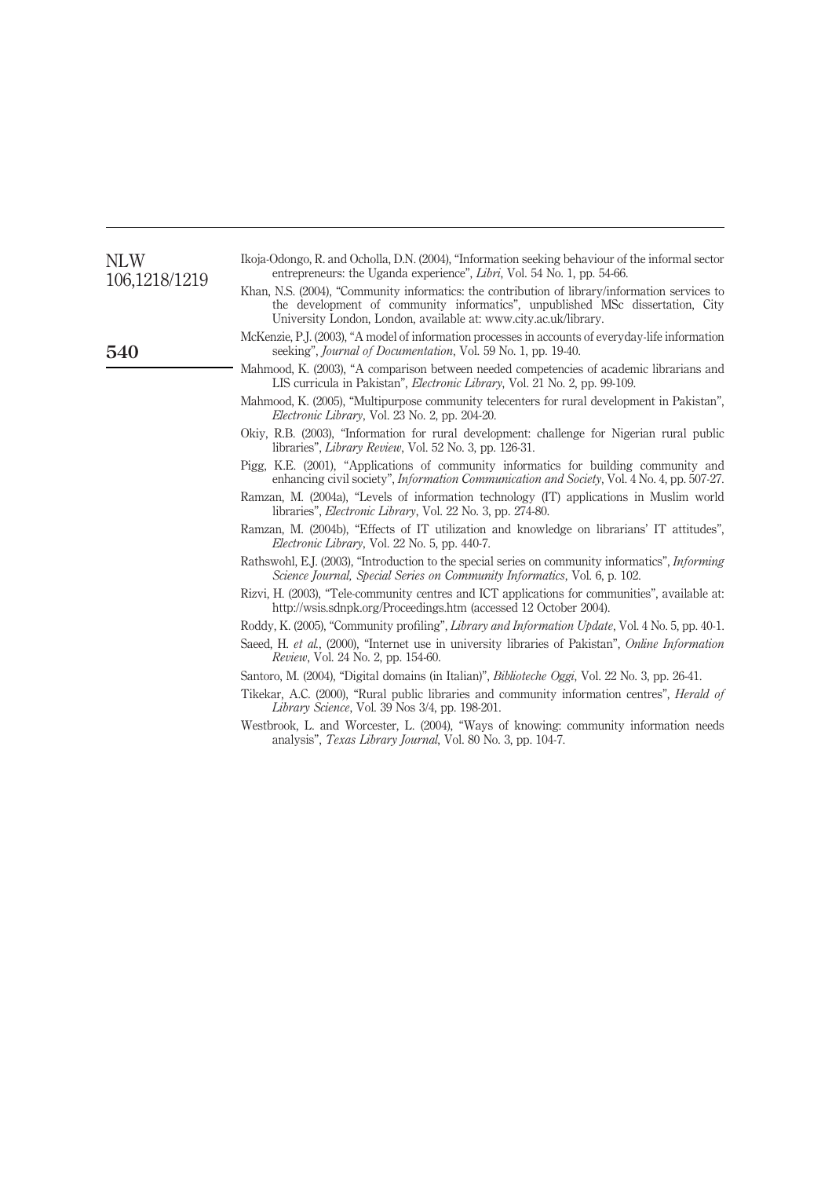Ikoja-Odongo, R. and Ocholla, D.N. (2004), "Information seeking behaviour of the informal sector entrepreneurs: the Uganda experience", *Libri*, Vol. 54 No. 1, pp. 54-66.

Khan, N.S. (2004), "Community informatics: the contribution of library/information services to the development of community informatics", unpublished MSc dissertation, City University London, London, available at: www.city.ac.uk/library.

McKenzie, P.J. (2003), "A model of information processes in accounts of everyday-life information seeking", *Journal of Documentation*, Vol. 59 No. 1, pp. 19-40.

Mahmood, K. (2003), "A comparison between needed competencies of academic librarians and LIS curricula in Pakistan", *Electronic Library*, Vol. 21 No. 2, pp. 99-109.

Mahmood, K. (2005), "Multipurpose community telecenters for rural development in Pakistan", *Electronic Library*, Vol. 23 No. 2, pp. 204-20.

Okiy, R.B. (2003), "Information for rural development: challenge for Nigerian rural public libraries", *Library Review*, Vol. 52 No. 3, pp. 126-31.

Pigg, K.E. (2001), "Applications of community informatics for building community and enhancing civil society", *Information Communication and Society*, Vol. 4 No. 4, pp. 507-27.

Ramzan, M. (2004a), "Levels of information technology (IT) applications in Muslim world libraries", *Electronic Library*, Vol. 22 No. 3, pp. 274-80.

Ramzan, M. (2004b), "Effects of IT utilization and knowledge on librarians' IT attitudes", *Electronic Library*, Vol. 22 No. 5, pp. 440-7.

Rathswohl, E.J. (2003), "Introduction to the special series on community informatics", *Informing Science Journal, Special Series on Community Informatics*, Vol. 6, p. 102.

Rizvi, H. (2003), "Tele-community centres and ICT applications for communities", available at: http://wsis.sdnpk.org/Proceedings.htm (accessed 12 October 2004).

Roddy, K. (2005), "Community profiling", *Library and Information Update*, Vol. 4 No. 5, pp. 40-1.

Saeed, H. *et al.*, (2000), "Internet use in university libraries of Pakistan", *Online Information Review*, Vol. 24 No. 2, pp. 154-60.

Santoro, M. (2004), "Digital domains (in Italian)", *Biblioteche Oggi*, Vol. 22 No. 3, pp. 26-41.

Tikekar, A.C. (2000), "Rural public libraries and community information centres", *Herald of Library Science*, Vol. 39 Nos 3/4, pp. 198-201.

Westbrook, L. and Worcester, L. (2004), "Ways of knowing: community information needs analysis", *Texas Library Journal*, Vol. 80 No. 3, pp. 104-7.